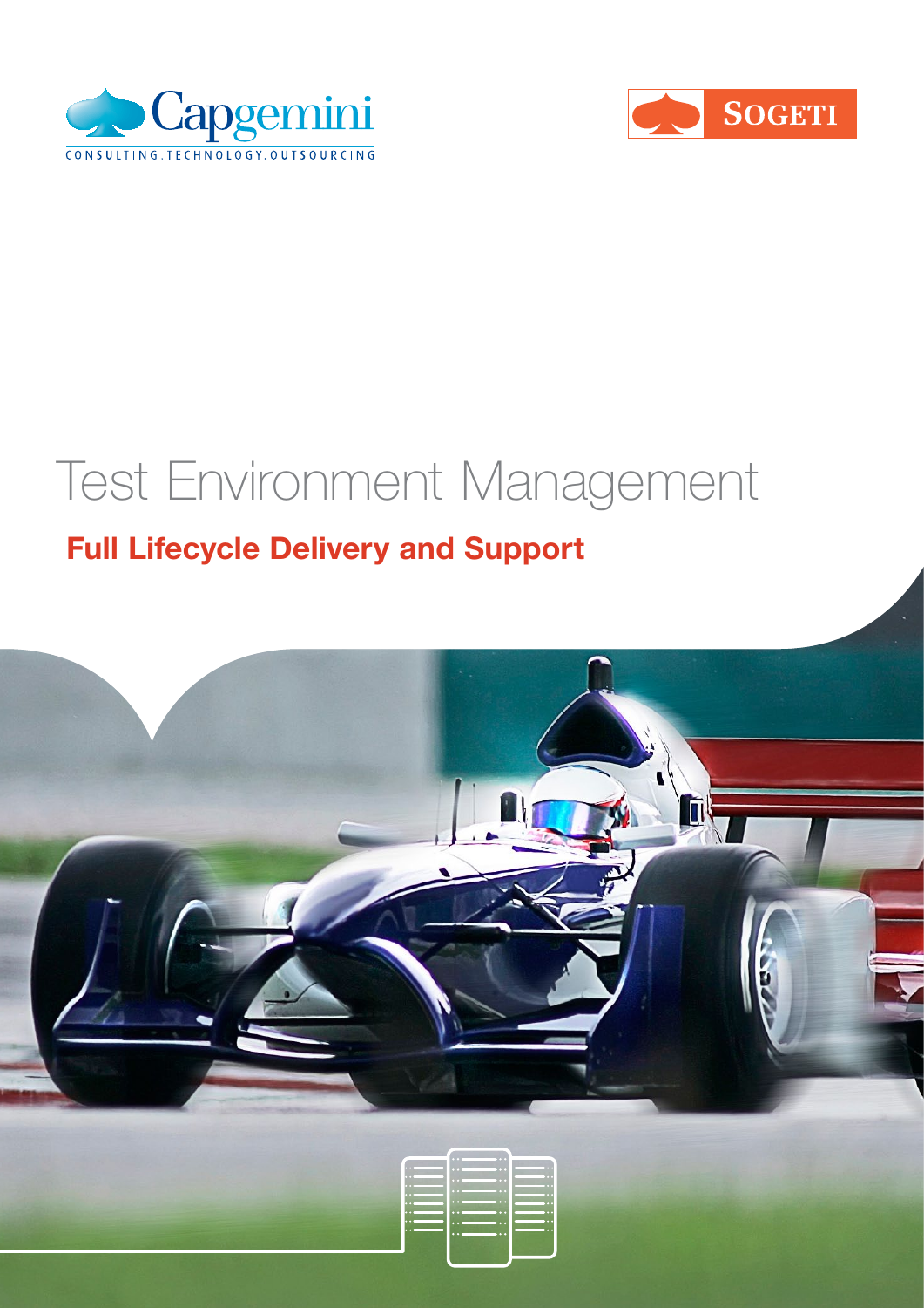Capgemini

CONSULTING.TECHNOLOGY.OUTSOURCING

SOGETI

# Test Environment Management

## Full Lifecycle Delivery and Support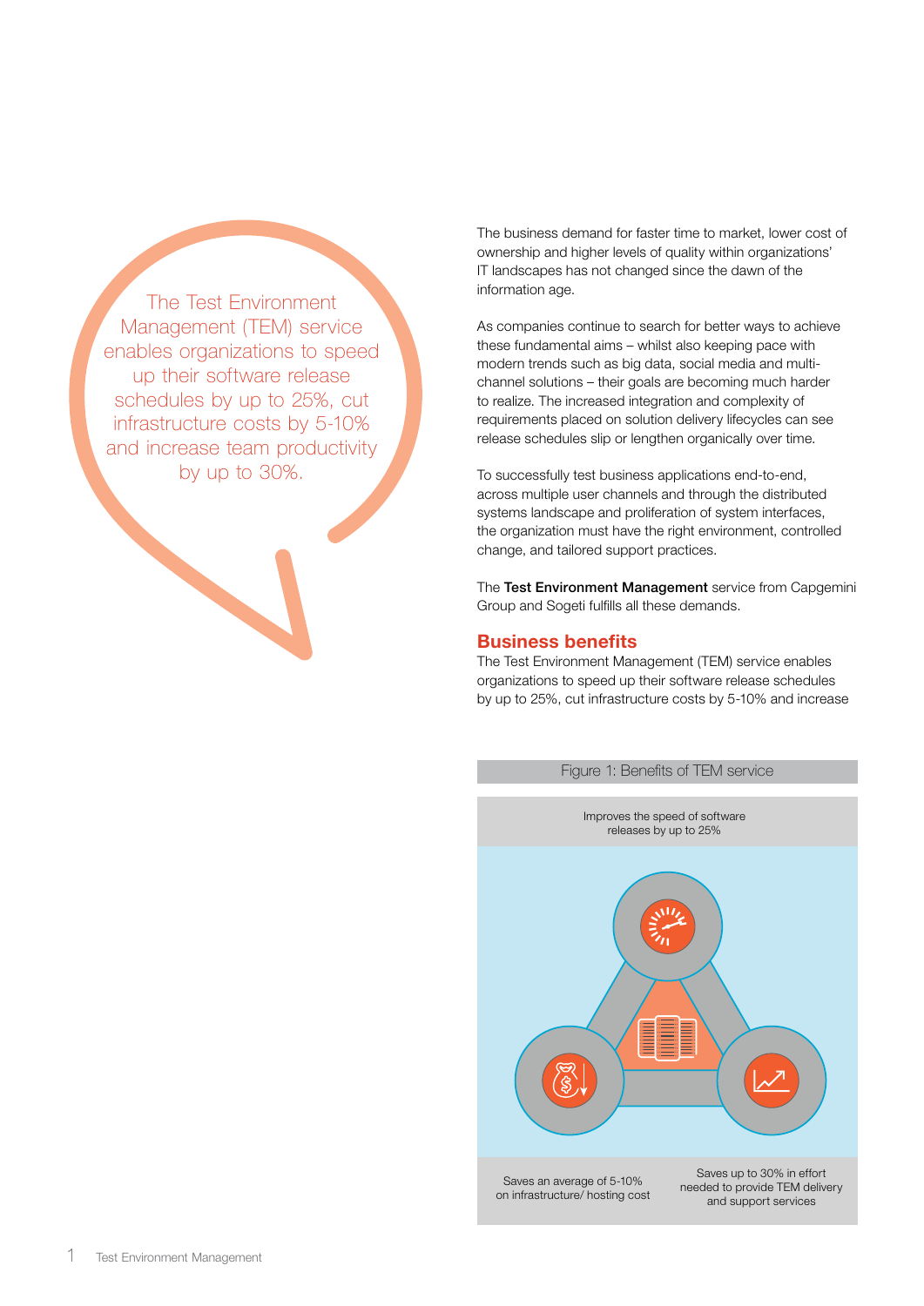The Test Environment Management (TEM) service enables organizations to speed up their software release schedules by up to 25%, cut infrastructure costs by 5-10% and increase team productivity by up to 30%.

The business demand for faster time to market, lower cost of ownership and higher levels of quality within organizations' IT landscapes has not changed since the dawn of the information age.

As companies continue to search for better ways to achieve these fundamental aims – whilst also keeping pace with modern trends such as big data, social media and multi-channel solutions – their goals are becoming much harder to realize. The increased integration and complexity of requirements placed on solution delivery lifecycles can see release schedules slip or lengthen organically over time.

To successfully test business applications end-to-end, across multiple user channels and through the distributed systems landscape and proliferation of system interfaces, the organization must have the right environment, controlled change, and tailored support practices.

The **Test Environment Management** service from Capgemini Group and Sogeti fulfills all these demands.

## Business benefits

The Test Environment Management (TEM) service enables organizations to speed up their software release schedules by up to 25%, cut infrastructure costs by 5-10% and increase

Figure 1: Benefits of TEM service

Improves the speed of software releases by up to 25%

Saves an average of 5-10% on infrastructure/ hosting cost

Saves up to 30% in effort needed to provide TEM delivery and support services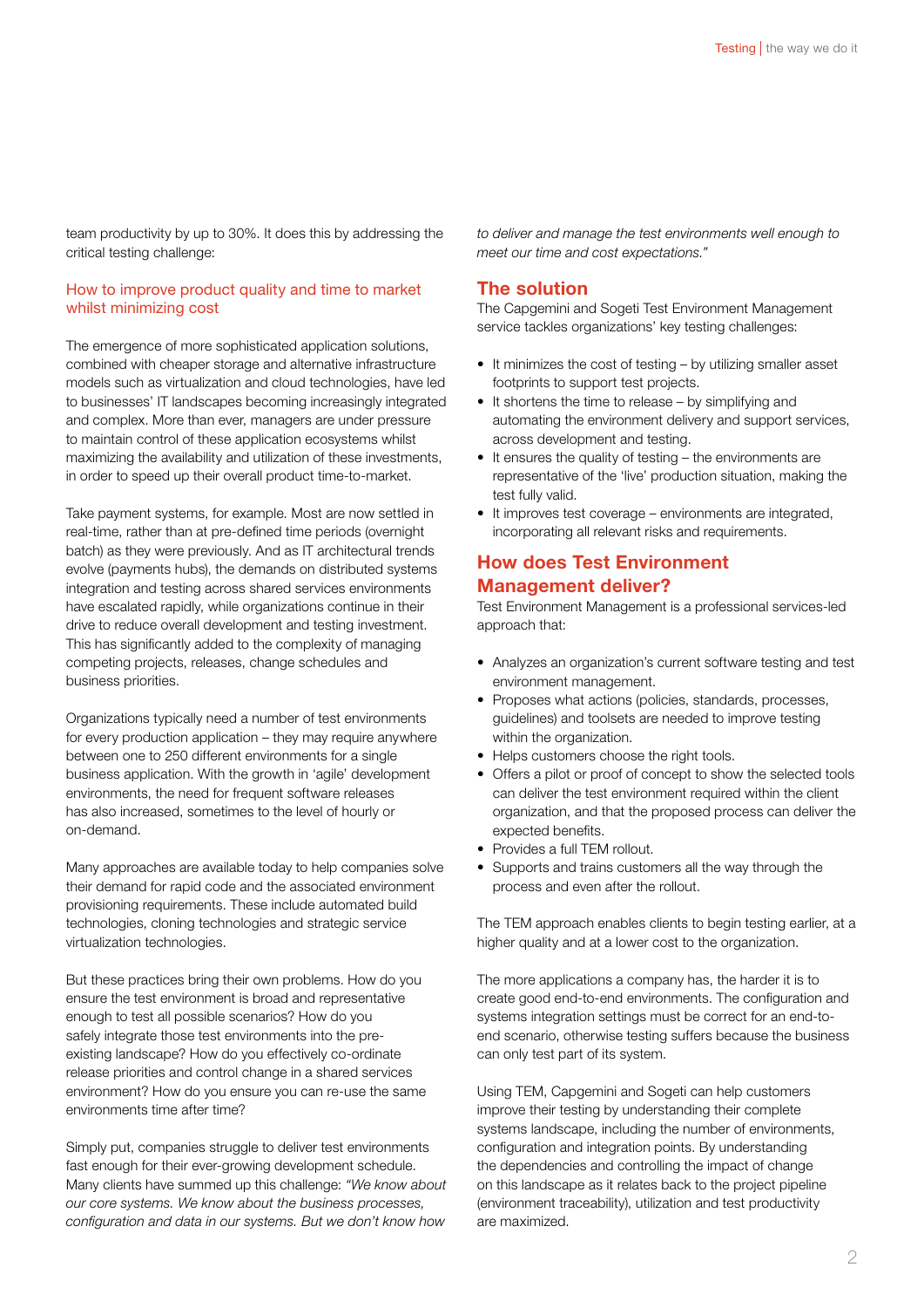team productivity by up to 30%. It does this by addressing the critical testing challenge:

### How to improve product quality and time to market whilst minimizing cost

The emergence of more sophisticated application solutions, combined with cheaper storage and alternative infrastructure models such as virtualization and cloud technologies, have led to businesses' IT landscapes becoming increasingly integrated and complex. More than ever, managers are under pressure to maintain control of these application ecosystems whilst maximizing the availability and utilization of these investments, in order to speed up their overall product time-to-market.

Take payment systems, for example. Most are now settled in real-time, rather than at pre-defined time periods (overnight batch) as they were previously. And as IT architectural trends evolve (payments hubs), the demands on distributed systems integration and testing across shared services environments have escalated rapidly, while organizations continue in their drive to reduce overall development and testing investment. This has significantly added to the complexity of managing competing projects, releases, change schedules and business priorities.

Organizations typically need a number of test environments for every production application – they may require anywhere between one to 250 different environments for a single business application. With the growth in 'agile' development environments, the need for frequent software releases has also increased, sometimes to the level of hourly or on-demand.

Many approaches are available today to help companies solve their demand for rapid code and the associated environment provisioning requirements. These include automated build technologies, cloning technologies and strategic service virtualization technologies.

But these practices bring their own problems. How do you ensure the test environment is broad and representative enough to test all possible scenarios? How do you safely integrate those test environments into the pre-existing landscape? How do you effectively co-ordinate release priorities and control change in a shared services environment? How do you ensure you can re-use the same environments time after time?

Simply put, companies struggle to deliver test environments fast enough for their ever-growing development schedule. Many clients have summed up this challenge: *"We know about our core systems. We know about the business processes, configuration and data in our systems. But we don't know how to deliver and manage the test environments well enough to meet our time and cost expectations."*

## The solution

The Capgemini and Sogeti Test Environment Management service tackles organizations' key testing challenges:

- It minimizes the cost of testing – by utilizing smaller asset footprints to support test projects.
- It shortens the time to release – by simplifying and automating the environment delivery and support services, across development and testing.
- It ensures the quality of testing – the environments are representative of the 'live' production situation, making the test fully valid.
- It improves test coverage – environments are integrated, incorporating all relevant risks and requirements.

## How does Test Environment Management deliver?

Test Environment Management is a professional services-led approach that:

- Analyzes an organization's current software testing and test environment management.
- Proposes what actions (policies, standards, processes, guidelines) and toolsets are needed to improve testing within the organization.
- Helps customers choose the right tools.
- Offers a pilot or proof of concept to show the selected tools can deliver the test environment required within the client organization, and that the proposed process can deliver the expected benefits.
- Provides a full TEM rollout.
- Supports and trains customers all the way through the process and even after the rollout.

The TEM approach enables clients to begin testing earlier, at a higher quality and at a lower cost to the organization.

The more applications a company has, the harder it is to create good end-to-end environments. The configuration and systems integration settings must be correct for an end-to-end scenario, otherwise testing suffers because the business can only test part of its system.

Using TEM, Capgemini and Sogeti can help customers improve their testing by understanding their complete systems landscape, including the number of environments, configuration and integration points. By understanding the dependencies and controlling the impact of change on this landscape as it relates back to the project pipeline (environment traceability), utilization and test productivity are maximized.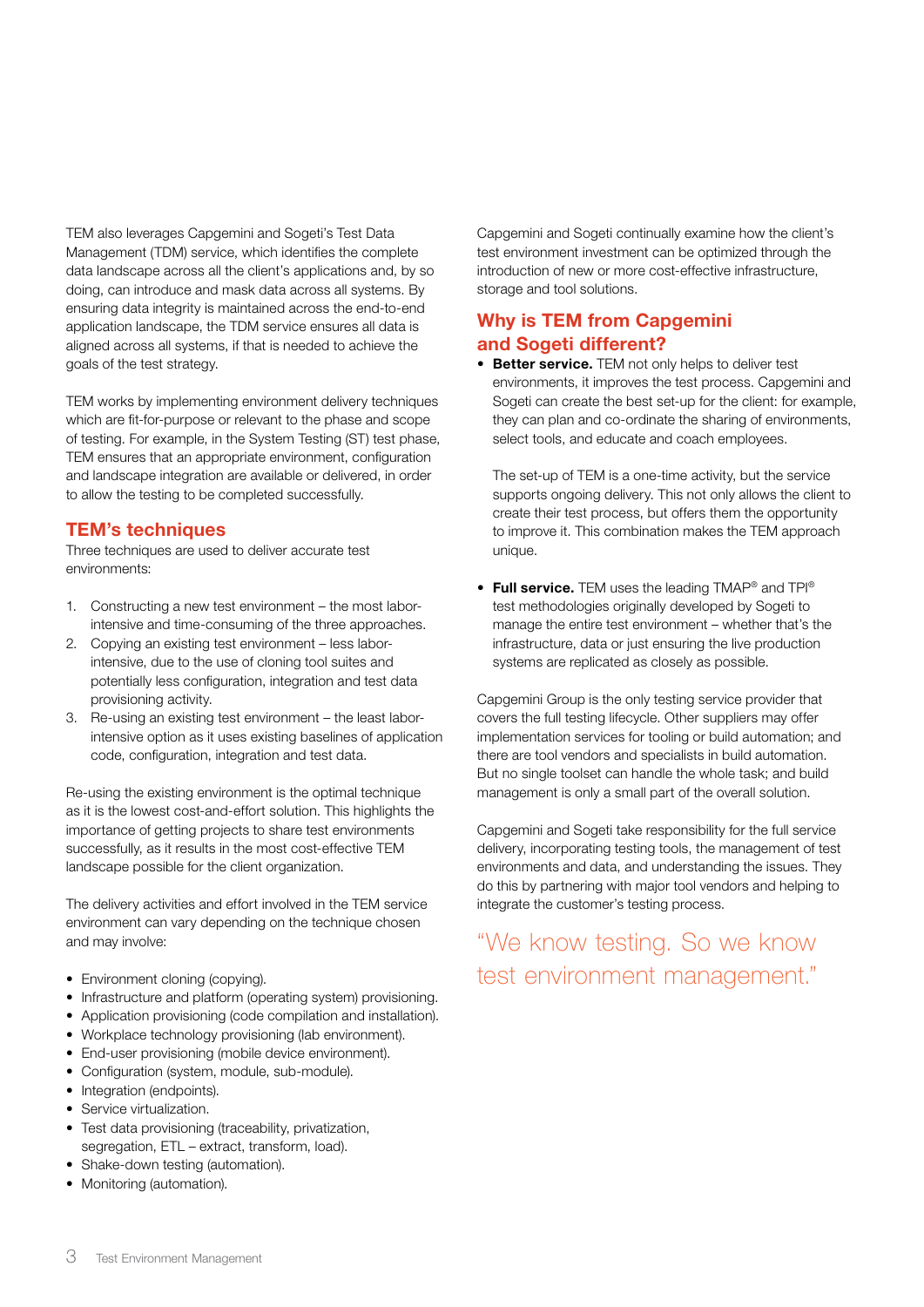TEM also leverages Capgemini and Sogeti's Test Data Management (TDM) service, which identifies the complete data landscape across all the client's applications and, by so doing, can introduce and mask data across all systems. By ensuring data integrity is maintained across the end-to-end application landscape, the TDM service ensures all data is aligned across all systems, if that is needed to achieve the goals of the test strategy.

TEM works by implementing environment delivery techniques which are fit-for-purpose or relevant to the phase and scope of testing. For example, in the System Testing (ST) test phase, TEM ensures that an appropriate environment, configuration and landscape integration are available or delivered, in order to allow the testing to be completed successfully.

## TEM's techniques

Three techniques are used to deliver accurate test environments:

1. Constructing a new test environment – the most labor-intensive and time-consuming of the three approaches.
2. Copying an existing test environment – less labor-intensive, due to the use of cloning tool suites and potentially less configuration, integration and test data provisioning activity.
3. Re-using an existing test environment – the least labor-intensive option as it uses existing baselines of application code, configuration, integration and test data.

Re-using the existing environment is the optimal technique as it is the lowest cost-and-effort solution. This highlights the importance of getting projects to share test environments successfully, as it results in the most cost-effective TEM landscape possible for the client organization.

The delivery activities and effort involved in the TEM service environment can vary depending on the technique chosen and may involve:

- Environment cloning (copying).
- Infrastructure and platform (operating system) provisioning.
- Application provisioning (code compilation and installation).
- Workplace technology provisioning (lab environment).
- End-user provisioning (mobile device environment).
- Configuration (system, module, sub-module).
- Integration (endpoints).
- Service virtualization.
- Test data provisioning (traceability, privatization, segregation, ETL – extract, transform, load).
- Shake-down testing (automation).
- Monitoring (automation).

Capgemini and Sogeti continually examine how the client's test environment investment can be optimized through the introduction of new or more cost-effective infrastructure, storage and tool solutions.

## Why is TEM from Capgemini and Sogeti different?

- **Better service.** TEM not only helps to deliver test environments, it improves the test process. Capgemini and Sogeti can create the best set-up for the client: for example, they can plan and co-ordinate the sharing of environments, select tools, and educate and coach employees.

  The set-up of TEM is a one-time activity, but the service supports ongoing delivery. This not only allows the client to create their test process, but offers them the opportunity to improve it. This combination makes the TEM approach unique.

- **Full service.** TEM uses the leading TMAP® and TPI® test methodologies originally developed by Sogeti to manage the entire test environment – whether that's the infrastructure, data or just ensuring the live production systems are replicated as closely as possible.

Capgemini Group is the only testing service provider that covers the full testing lifecycle. Other suppliers may offer implementation services for tooling or build automation; and there are tool vendors and specialists in build automation. But no single toolset can handle the whole task; and build management is only a small part of the overall solution.

Capgemini and Sogeti take responsibility for the full service delivery, incorporating testing tools, the management of test environments and data, and understanding the issues. They do this by partnering with major tool vendors and helping to integrate the customer's testing process.

"We know testing. So we know test environment management."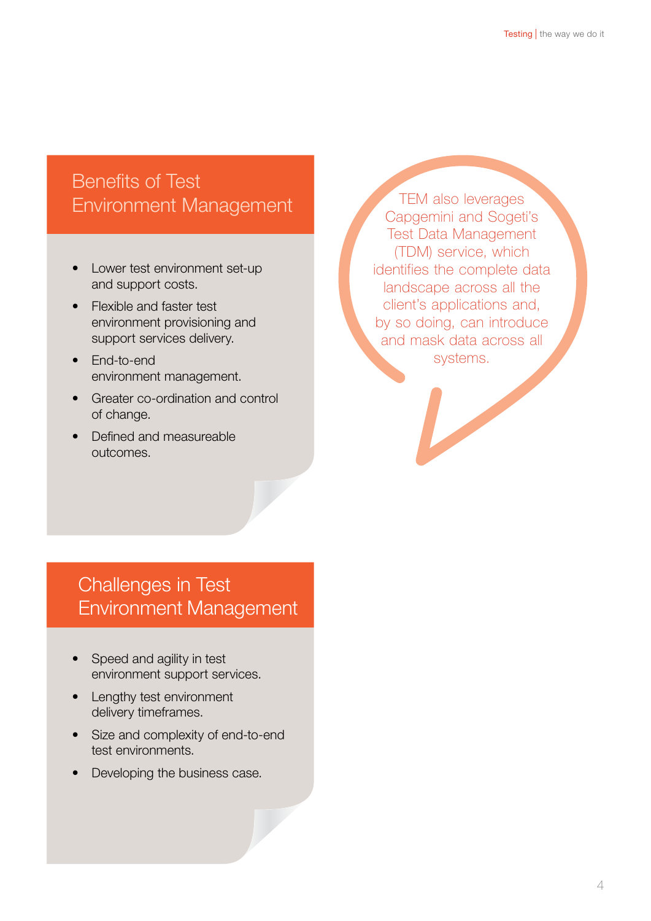## Benefits of Test Environment Management

- Lower test environment set-up and support costs.
- Flexible and faster test environment provisioning and support services delivery.
- End-to-end environment management.
- Greater co-ordination and control of change.
- Defined and measureable outcomes.

TEM also leverages Capgemini and Sogeti's Test Data Management (TDM) service, which identifies the complete data landscape across all the client's applications and, by so doing, can introduce and mask data across all systems.

## Challenges in Test Environment Management

- Speed and agility in test environment support services.
- Lengthy test environment delivery timeframes.
- Size and complexity of end-to-end test environments.
- Developing the business case.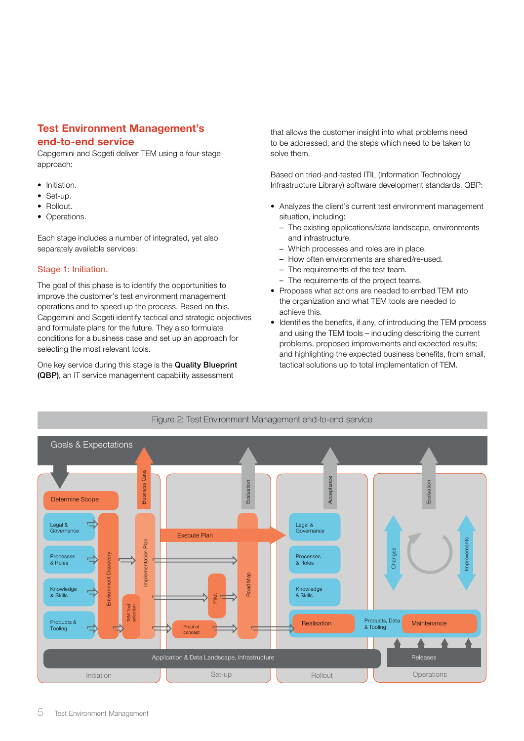## Test Environment Management's end-to-end service

Capgemini and Sogeti deliver TEM using a four-stage approach:

- Initiation.
- Set-up.
- Rollout.
- Operations.

Each stage includes a number of integrated, yet also separately available services:

### Stage 1: Initiation.

The goal of this phase is to identify the opportunities to improve the customer's test environment management operations and to speed up the process. Based on this, Capgemini and Sogeti identify tactical and strategic objectives and formulate plans for the future. They also formulate conditions for a business case and set up an approach for selecting the most relevant tools.

One key service during this stage is the **Quality Blueprint (QBP)**, an IT service management capability assessment that allows the customer insight into what problems need to be addressed, and the steps which need to be taken to solve them.

Based on tried-and-tested ITIL (Information Technology Infrastructure Library) software development standards, QBP:

- Analyzes the client's current test environment management situation, including:
  - The existing applications/data landscape, environments and infrastructure.
  - Which processes and roles are in place.
  - How often environments are shared/re-used.
  - The requirements of the test team.
  - The requirements of the project teams.
- Proposes what actions are needed to embed TEM into the organization and what TEM tools are needed to achieve this.
- Identifies the benefits, if any, of introducing the TEM process and using the TEM tools – including describing the current problems, proposed improvements and expected results; and highlighting the expected business benefits, from small, tactical solutions up to total implementation of TEM.

Figure 2: Test Environment Management end-to-end service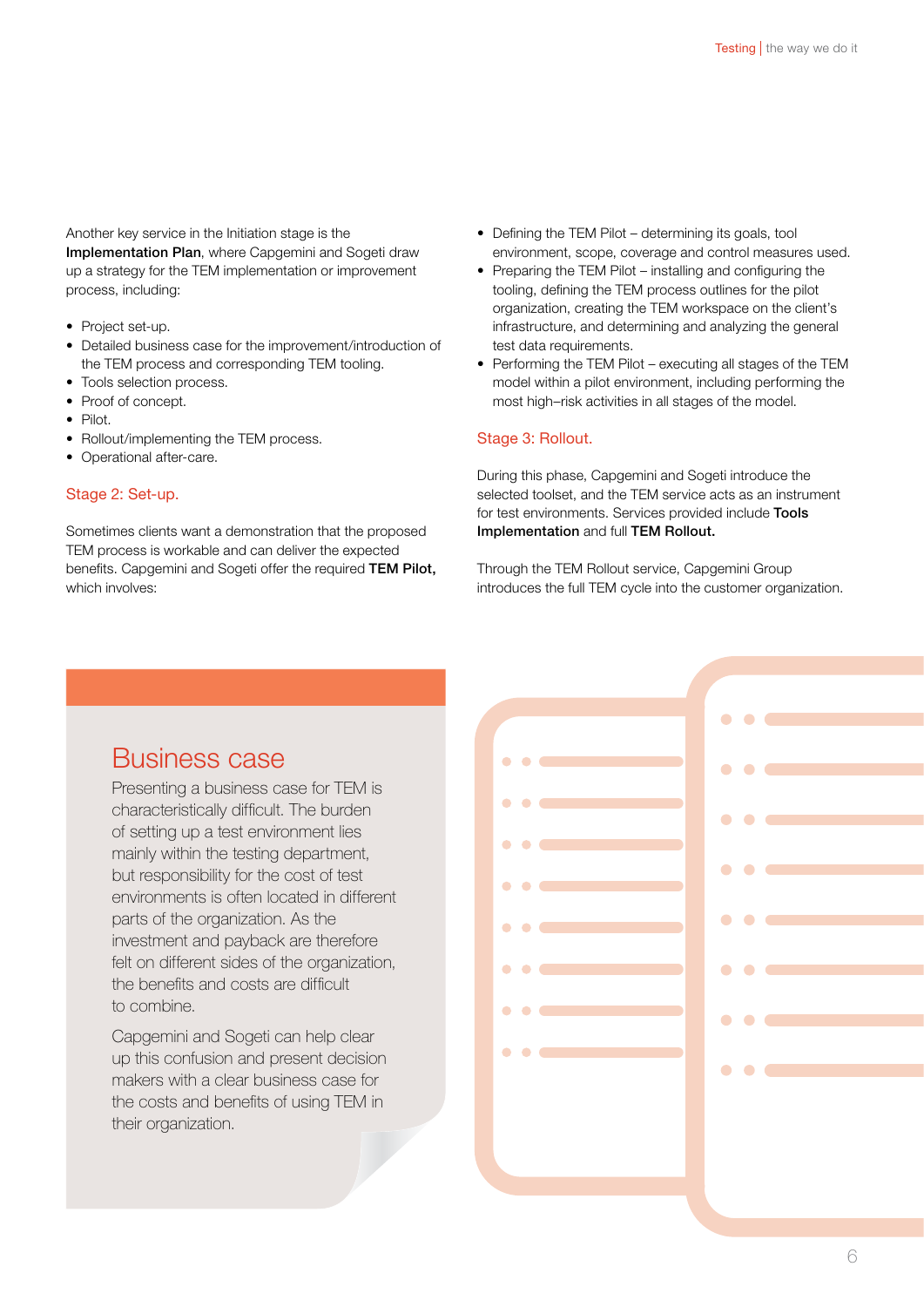Another key service in the Initiation stage is the **Implementation Plan**, where Capgemini and Sogeti draw up a strategy for the TEM implementation or improvement process, including:

- Project set-up.
- Detailed business case for the improvement/introduction of the TEM process and corresponding TEM tooling.
- Tools selection process.
- Proof of concept.
- Pilot.
- Rollout/implementing the TEM process.
- Operational after-care.

## Stage 2: Set-up.

Sometimes clients want a demonstration that the proposed TEM process is workable and can deliver the expected benefits. Capgemini and Sogeti offer the required **TEM Pilot,** which involves:

- Defining the TEM Pilot – determining its goals, tool environment, scope, coverage and control measures used.
- Preparing the TEM Pilot – installing and configuring the tooling, defining the TEM process outlines for the pilot organization, creating the TEM workspace on the client's infrastructure, and determining and analyzing the general test data requirements.
- Performing the TEM Pilot – executing all stages of the TEM model within a pilot environment, including performing the most high–risk activities in all stages of the model.

## Stage 3: Rollout.

During this phase, Capgemini and Sogeti introduce the selected toolset, and the TEM service acts as an instrument for test environments. Services provided include **Tools Implementation** and full **TEM Rollout.**

Through the TEM Rollout service, Capgemini Group introduces the full TEM cycle into the customer organization.

## Business case

Presenting a business case for TEM is characteristically difficult. The burden of setting up a test environment lies mainly within the testing department, but responsibility for the cost of test environments is often located in different parts of the organization. As the investment and payback are therefore felt on different sides of the organization, the benefits and costs are difficult to combine.

Capgemini and Sogeti can help clear up this confusion and present decision makers with a clear business case for the costs and benefits of using TEM in their organization.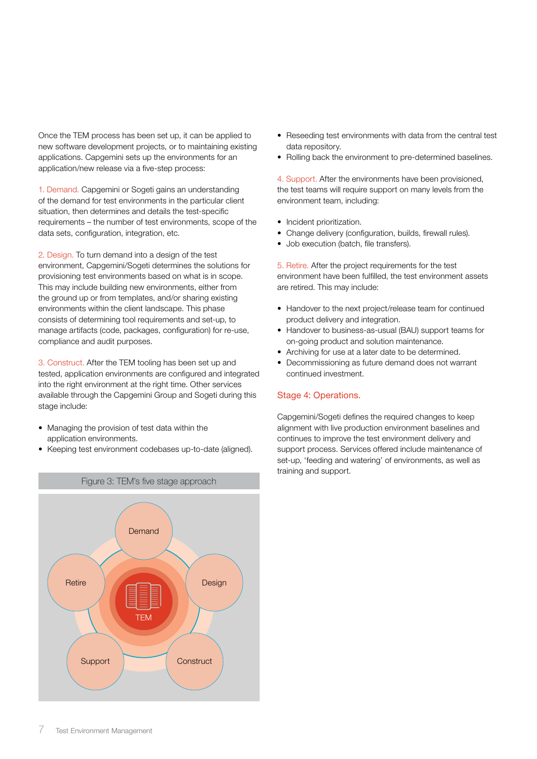Once the TEM process has been set up, it can be applied to new software development projects, or to maintaining existing applications. Capgemini sets up the environments for an application/new release via a five-step process:

1. Demand. Capgemini or Sogeti gains an understanding of the demand for test environments in the particular client situation, then determines and details the test-specific requirements – the number of test environments, scope of the data sets, configuration, integration, etc.

2. Design. To turn demand into a design of the test environment, Capgemini/Sogeti determines the solutions for provisioning test environments based on what is in scope. This may include building new environments, either from the ground up or from templates, and/or sharing existing environments within the client landscape. This phase consists of determining tool requirements and set-up, to manage artifacts (code, packages, configuration) for re-use, compliance and audit purposes.

3. Construct. After the TEM tooling has been set up and tested, application environments are configured and integrated into the right environment at the right time. Other services available through the Capgemini Group and Sogeti during this stage include:

- Managing the provision of test data within the application environments.
- Keeping test environment codebases up-to-date (aligned).

Figure 3: TEM's five stage approach

Demand, Design, Construct, Support, Retire, TEM

- Reseeding test environments with data from the central test data repository.
- Rolling back the environment to pre-determined baselines.

4. Support. After the environments have been provisioned, the test teams will require support on many levels from the environment team, including:

- Incident prioritization.
- Change delivery (configuration, builds, firewall rules).
- Job execution (batch, file transfers).

5. Retire. After the project requirements for the test environment have been fulfilled, the test environment assets are retired. This may include:

- Handover to the next project/release team for continued product delivery and integration.
- Handover to business-as-usual (BAU) support teams for on-going product and solution maintenance.
- Archiving for use at a later date to be determined.
- Decommissioning as future demand does not warrant continued investment.

## Stage 4: Operations.

Capgemini/Sogeti defines the required changes to keep alignment with live production environment baselines and continues to improve the test environment delivery and support process. Services offered include maintenance of set-up, 'feeding and watering' of environments, as well as training and support.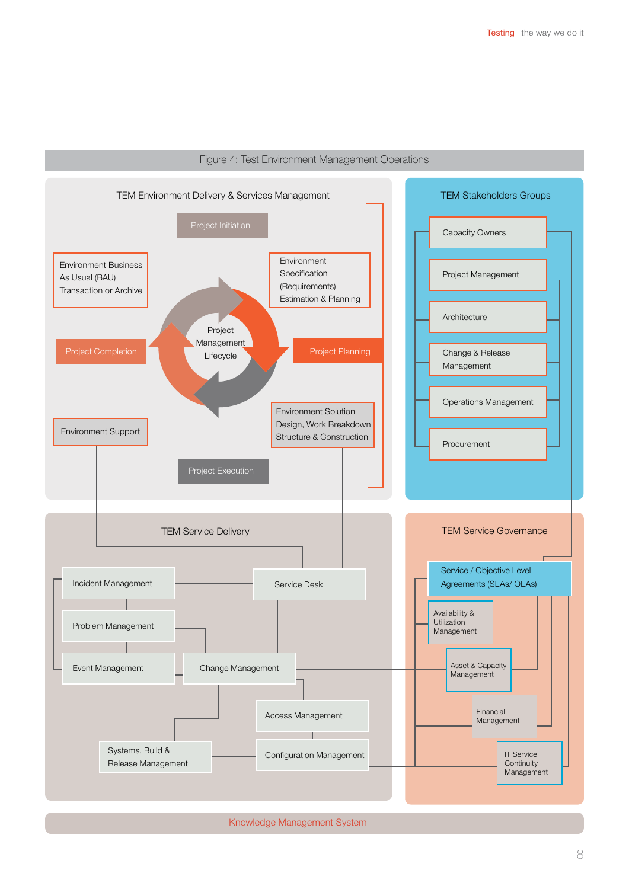Figure 4: Test Environment Management Operations

## TEM Environment Delivery & Services Management

- Project Initiation
- Environment Business As Usual (BAU) Transaction or Archive
- Environment Specification (Requirements) Estimation & Planning
- Project Management Lifecycle
- Project Completion
- Project Planning
- Environment Support
- Environment Solution Design, Work Breakdown Structure & Construction
- Project Execution

## TEM Stakeholders Groups

- Capacity Owners
- Project Management
- Architecture
- Change & Release Management
- Operations Management
- Procurement

## TEM Service Delivery

- Incident Management
- Service Desk
- Problem Management
- Event Management
- Change Management
- Access Management
- Systems, Build & Release Management
- Configuration Management

## TEM Service Governance

- Service / Objective Level Agreements (SLAs/ OLAs)
- Availability & Utilization Management
- Asset & Capacity Management
- Financial Management
- IT Service Continuity Management

Knowledge Management System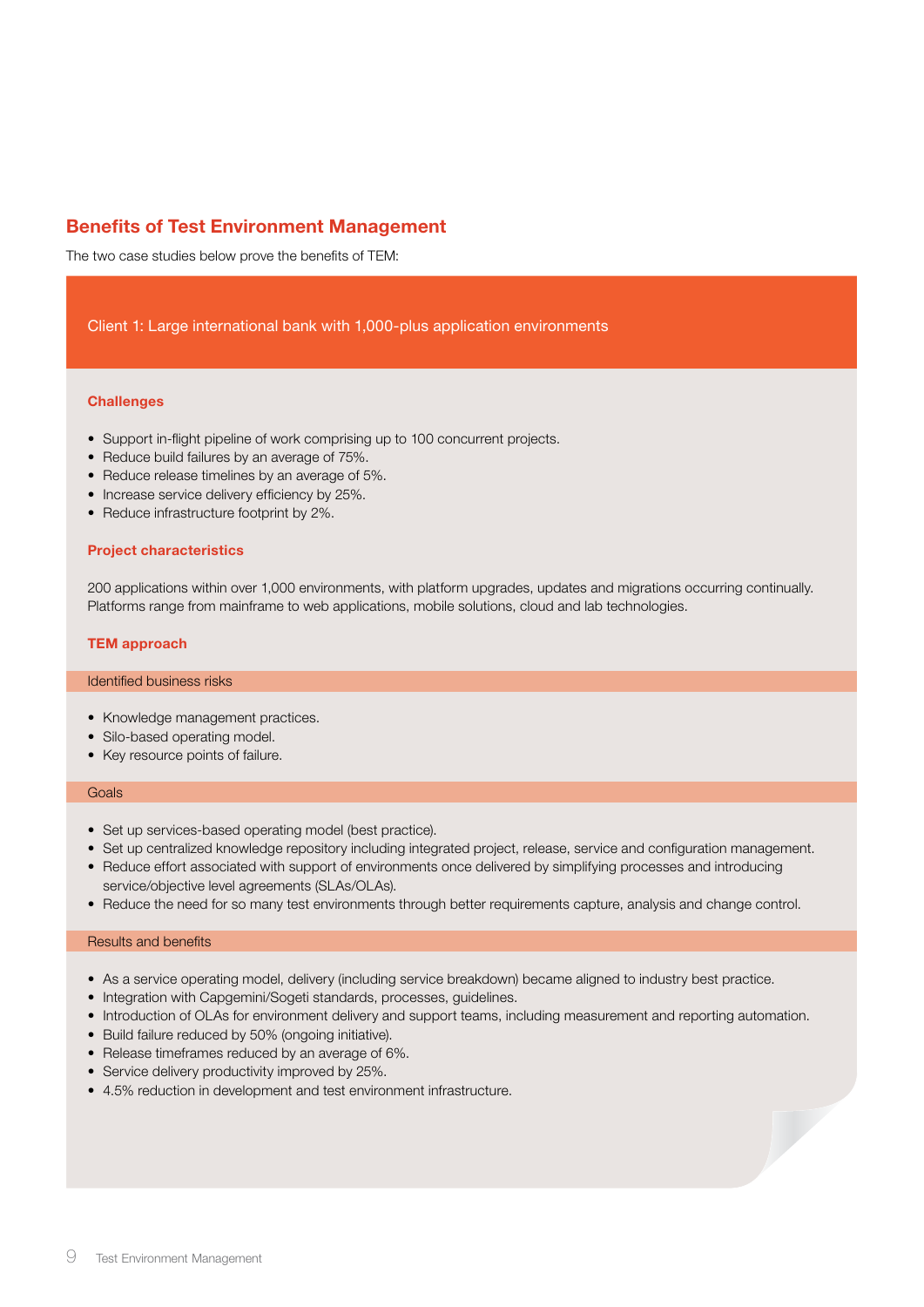## Benefits of Test Environment Management

The two case studies below prove the benefits of TEM:

### Client 1: Large international bank with 1,000-plus application environments

#### Challenges

- Support in-flight pipeline of work comprising up to 100 concurrent projects.
- Reduce build failures by an average of 75%.
- Reduce release timelines by an average of 5%.
- Increase service delivery efficiency by 25%.
- Reduce infrastructure footprint by 2%.

#### Project characteristics

200 applications within over 1,000 environments, with platform upgrades, updates and migrations occurring continually. Platforms range from mainframe to web applications, mobile solutions, cloud and lab technologies.

#### TEM approach

**Identified business risks**

- Knowledge management practices.
- Silo-based operating model.
- Key resource points of failure.

**Goals**

- Set up services-based operating model (best practice).
- Set up centralized knowledge repository including integrated project, release, service and configuration management.
- Reduce effort associated with support of environments once delivered by simplifying processes and introducing service/objective level agreements (SLAs/OLAs).
- Reduce the need for so many test environments through better requirements capture, analysis and change control.

**Results and benefits**

- As a service operating model, delivery (including service breakdown) became aligned to industry best practice.
- Integration with Capgemini/Sogeti standards, processes, guidelines.
- Introduction of OLAs for environment delivery and support teams, including measurement and reporting automation.
- Build failure reduced by 50% (ongoing initiative).
- Release timeframes reduced by an average of 6%.
- Service delivery productivity improved by 25%.
- 4.5% reduction in development and test environment infrastructure.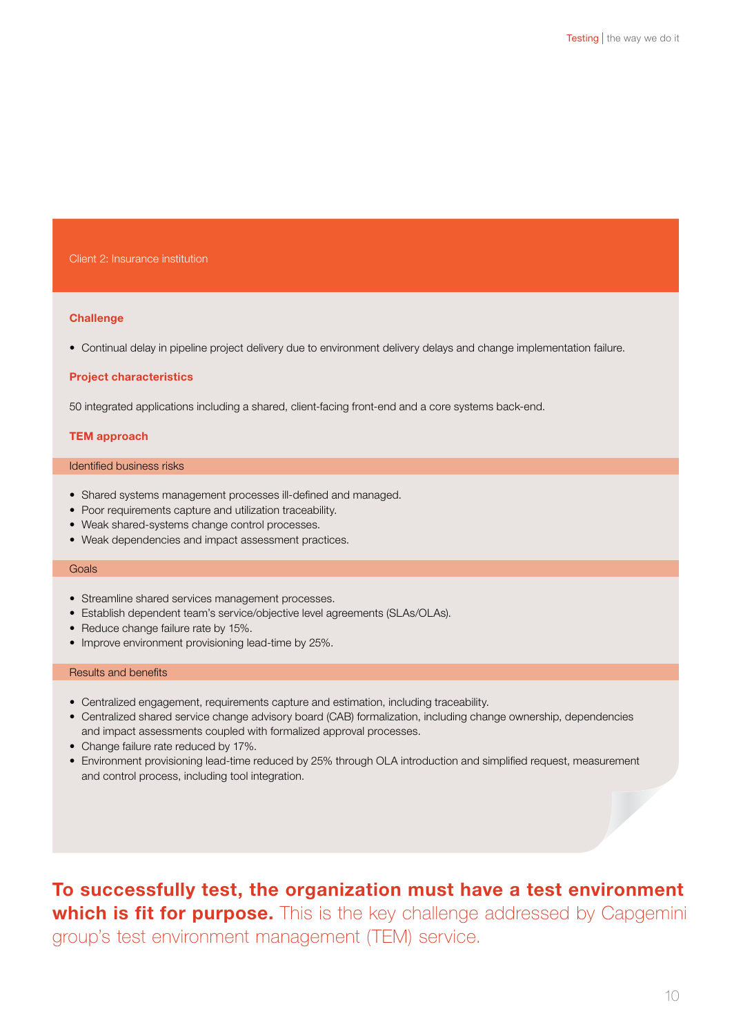## Client 2: Insurance institution

### Challenge

- Continual delay in pipeline project delivery due to environment delivery delays and change implementation failure.

### Project characteristics

50 integrated applications including a shared, client-facing front-end and a core systems back-end.

### TEM approach

#### Identified business risks

- Shared systems management processes ill-defined and managed.
- Poor requirements capture and utilization traceability.
- Weak shared-systems change control processes.
- Weak dependencies and impact assessment practices.

#### Goals

- Streamline shared services management processes.
- Establish dependent team's service/objective level agreements (SLAs/OLAs).
- Reduce change failure rate by 15%.
- Improve environment provisioning lead-time by 25%.

#### Results and benefits

- Centralized engagement, requirements capture and estimation, including traceability.
- Centralized shared service change advisory board (CAB) formalization, including change ownership, dependencies and impact assessments coupled with formalized approval processes.
- Change failure rate reduced by 17%.
- Environment provisioning lead-time reduced by 25% through OLA introduction and simplified request, measurement and control process, including tool integration.

**To successfully test, the organization must have a test environment which is fit for purpose.** This is the key challenge addressed by Capgemini group's test environment management (TEM) service.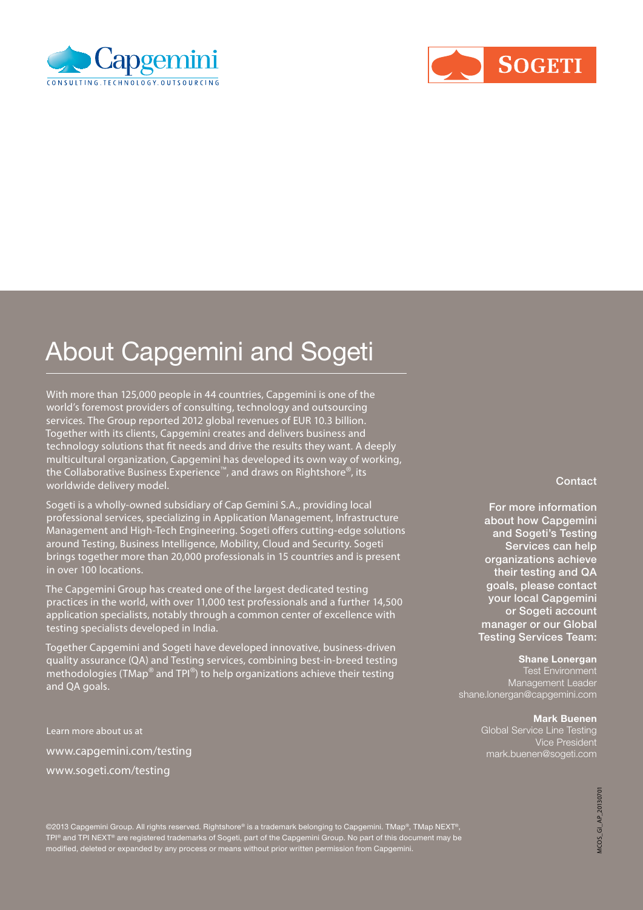# About Capgemini and Sogeti

With more than 125,000 people in 44 countries, Capgemini is one of the world's foremost providers of consulting, technology and outsourcing services. The Group reported 2012 global revenues of EUR 10.3 billion. Together with its clients, Capgemini creates and delivers business and technology solutions that fit needs and drive the results they want. A deeply multicultural organization, Capgemini has developed its own way of working, the Collaborative Business Experience™, and draws on Rightshore®, its worldwide delivery model.

Sogeti is a wholly-owned subsidiary of Cap Gemini S.A., providing local professional services, specializing in Application Management, Infrastructure Management and High-Tech Engineering. Sogeti offers cutting-edge solutions around Testing, Business Intelligence, Mobility, Cloud and Security. Sogeti brings together more than 20,000 professionals in 15 countries and is present in over 100 locations.

The Capgemini Group has created one of the largest dedicated testing practices in the world, with over 11,000 test professionals and a further 14,500 application specialists, notably through a common center of excellence with testing specialists developed in India.

Together Capgemini and Sogeti have developed innovative, business-driven quality assurance (QA) and Testing services, combining best-in-breed testing methodologies (TMap® and TPI®) to help organizations achieve their testing and QA goals.

Learn more about us at

www.capgemini.com/testing

www.sogeti.com/testing

## Contact

**For more information about how Capgemini and Sogeti's Testing Services can help organizations achieve their testing and QA goals, please contact your local Capgemini or Sogeti account manager or our Global Testing Services Team:**

**Shane Lonergan**
Test Environment Management Leader
shane.lonergan@capgemini.com

**Mark Buenen**
Global Service Line Testing Vice President
mark.buenen@sogeti.com

MCOS_GI_AP_20130701

©2013 Capgemini Group. All rights reserved. Rightshore® is a trademark belonging to Capgemini. TMap®, TMap NEXT®, TPI® and TPI NEXT® are registered trademarks of Sogeti, part of the Capgemini Group. No part of this document may be modified, deleted or expanded by any process or means without prior written permission from Capgemini.